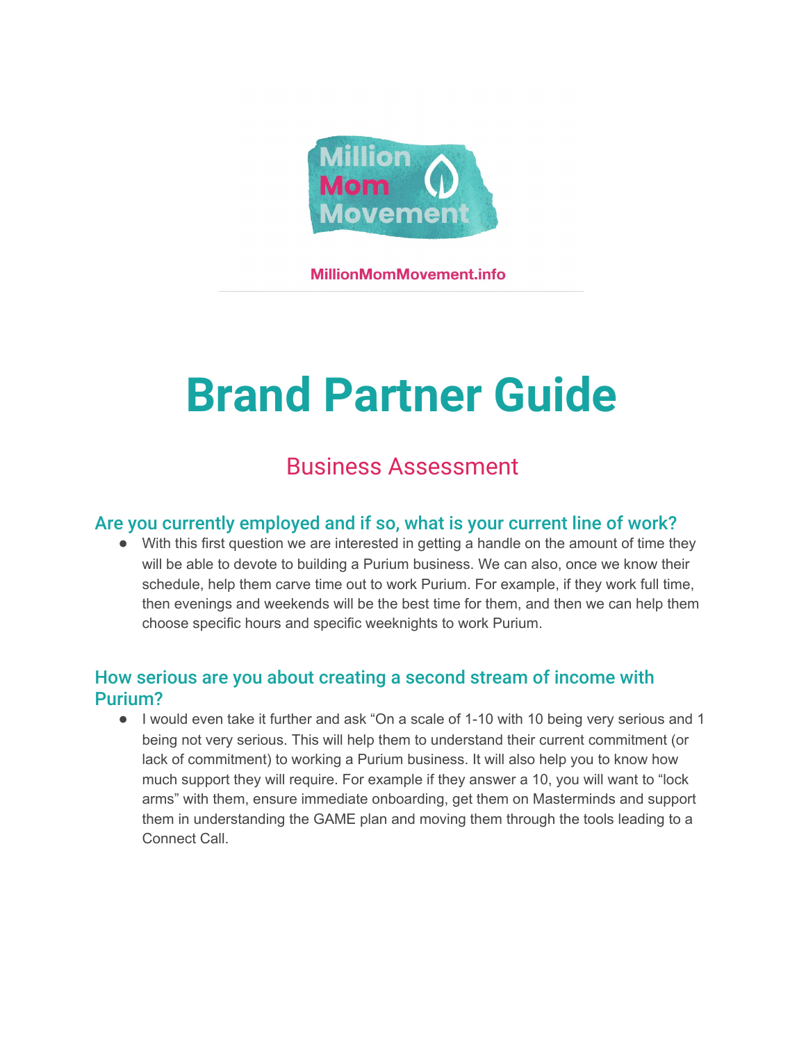Million Mom Movement

MillionMomMovement.info

# Brand Partner Guide

## Business Assessment

### Are you currently employed and if so, what is your current line of work?

- With this first question we are interested in getting a handle on the amount of time they will be able to devote to building a Purium business. We can also, once we know their schedule, help them carve time out to work Purium. For example, if they work full time, then evenings and weekends will be the best time for them, and then we can help them choose specific hours and specific weeknights to work Purium.

### How serious are you about creating a second stream of income with Purium?

- I would even take it further and ask "On a scale of 1-10 with 10 being very serious and 1 being not very serious. This will help them to understand their current commitment (or lack of commitment) to working a Purium business. It will also help you to know how much support they will require. For example if they answer a 10, you will want to "lock arms" with them, ensure immediate onboarding, get them on Masterminds and support them in understanding the GAME plan and moving them through the tools leading to a Connect Call.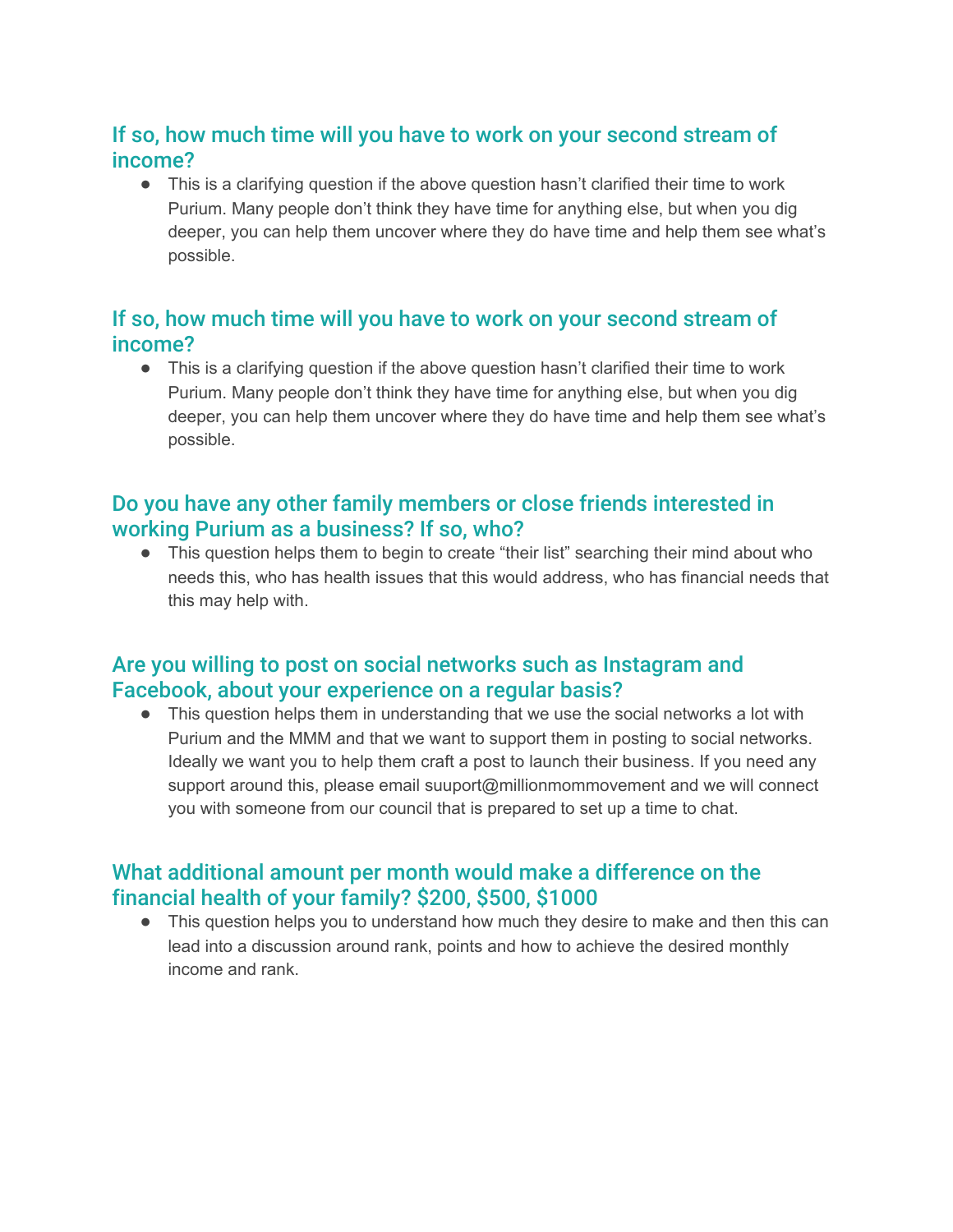## If so, how much time will you have to work on your second stream of income?

- This is a clarifying question if the above question hasn't clarified their time to work Purium. Many people don't think they have time for anything else, but when you dig deeper, you can help them uncover where they do have time and help them see what's possible.

## If so, how much time will you have to work on your second stream of income?

- This is a clarifying question if the above question hasn't clarified their time to work Purium. Many people don't think they have time for anything else, but when you dig deeper, you can help them uncover where they do have time and help them see what's possible.

## Do you have any other family members or close friends interested in working Purium as a business? If so, who?

- This question helps them to begin to create "their list" searching their mind about who needs this, who has health issues that this would address, who has financial needs that this may help with.

## Are you willing to post on social networks such as Instagram and Facebook, about your experience on a regular basis?

- This question helps them in understanding that we use the social networks a lot with Purium and the MMM and that we want to support them in posting to social networks. Ideally we want you to help them craft a post to launch their business. If you need any support around this, please email suuport@millionmommovement and we will connect you with someone from our council that is prepared to set up a time to chat.

## What additional amount per month would make a difference on the financial health of your family? $200, $500, $1000

- This question helps you to understand how much they desire to make and then this can lead into a discussion around rank, points and how to achieve the desired monthly income and rank.